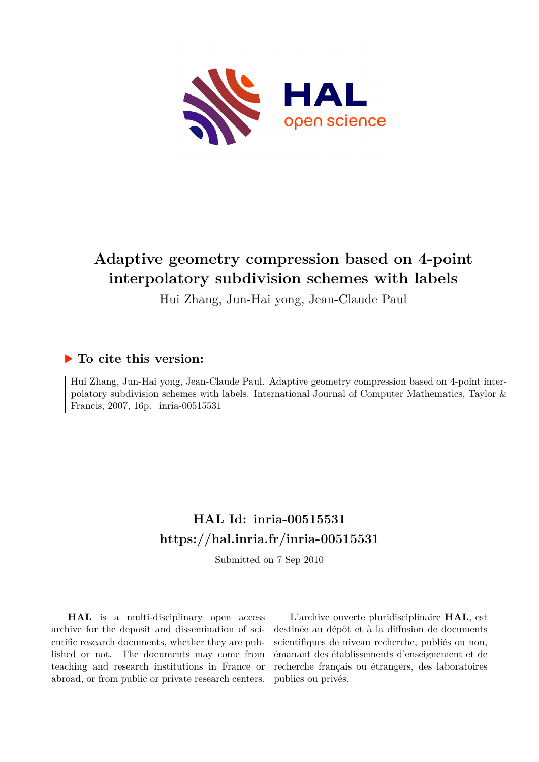# Adaptive geometry compression based on 4-point interpolatory subdivision schemes with labels

Hui Zhang, Jun-Hai yong, Jean-Claude Paul

## ▶ To cite this version:

Hui Zhang, Jun-Hai yong, Jean-Claude Paul. Adaptive geometry compression based on 4-point interpolatory subdivision schemes with labels. International Journal of Computer Mathematics, Taylor & Francis, 2007, 16p. inria-00515531

## HAL Id: inria-00515531

## https://hal.inria.fr/inria-00515531

Submitted on 7 Sep 2010

**HAL** is a multi-disciplinary open access archive for the deposit and dissemination of scientific research documents, whether they are published or not. The documents may come from teaching and research institutions in France or abroad, or from public or private research centers.

L'archive ouverte pluridisciplinaire **HAL**, est destinée au dépôt et à la diffusion de documents scientifiques de niveau recherche, publiés ou non, émanant des établissements d'enseignement et de recherche français ou étrangers, des laboratoires publics ou privés.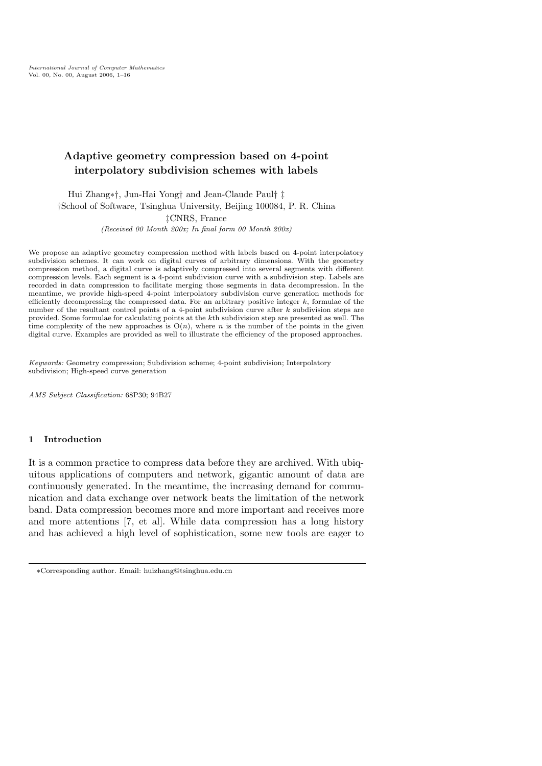# Adaptive geometry compression based on 4-point interpolatory subdivision schemes with labels

Hui Zhang∗†, Jun-Hai Yong† and Jean-Claude Paul† ‡

†School of Software, Tsinghua University, Beijing 100084, P. R. China

‡CNRS, France

*(Received 00 Month 200x; In final form 00 Month 200x)*

We propose an adaptive geometry compression method with labels based on 4-point interpolatory subdivision schemes. It can work on digital curves of arbitrary dimensions. With the geometry compression method, a digital curve is adaptively compressed into several segments with different compression levels. Each segment is a 4-point subdivision curve with a subdivision step. Labels are recorded in data compression to facilitate merging those segments in data decompression. In the meantime, we provide high-speed 4-point interpolatory subdivision curve generation methods for efficiently decompressing the compressed data. For an arbitrary positive integer $k$, formulae of the number of the resultant control points of a 4-point subdivision curve after $k$ subdivision steps are provided. Some formulae for calculating points at the $k$th subdivision step are presented as well. The time complexity of the new approaches is $O(n)$, where $n$ is the number of the points in the given digital curve. Examples are provided as well to illustrate the efficiency of the proposed approaches.

*Keywords:* Geometry compression; Subdivision scheme; 4-point subdivision; Interpolatory subdivision; High-speed curve generation

*AMS Subject Classification:* 68P30; 94B27

## 1 Introduction

It is a common practice to compress data before they are archived. With ubiquitous applications of computers and network, gigantic amount of data are continuously generated. In the meantime, the increasing demand for communication and data exchange over network beats the limitation of the network band. Data compression becomes more and more important and receives more and more attentions [7, et al]. While data compression has a long history and has achieved a high level of sophistication, some new tools are eager to

∗Corresponding author. Email: huizhang@tsinghua.edu.cn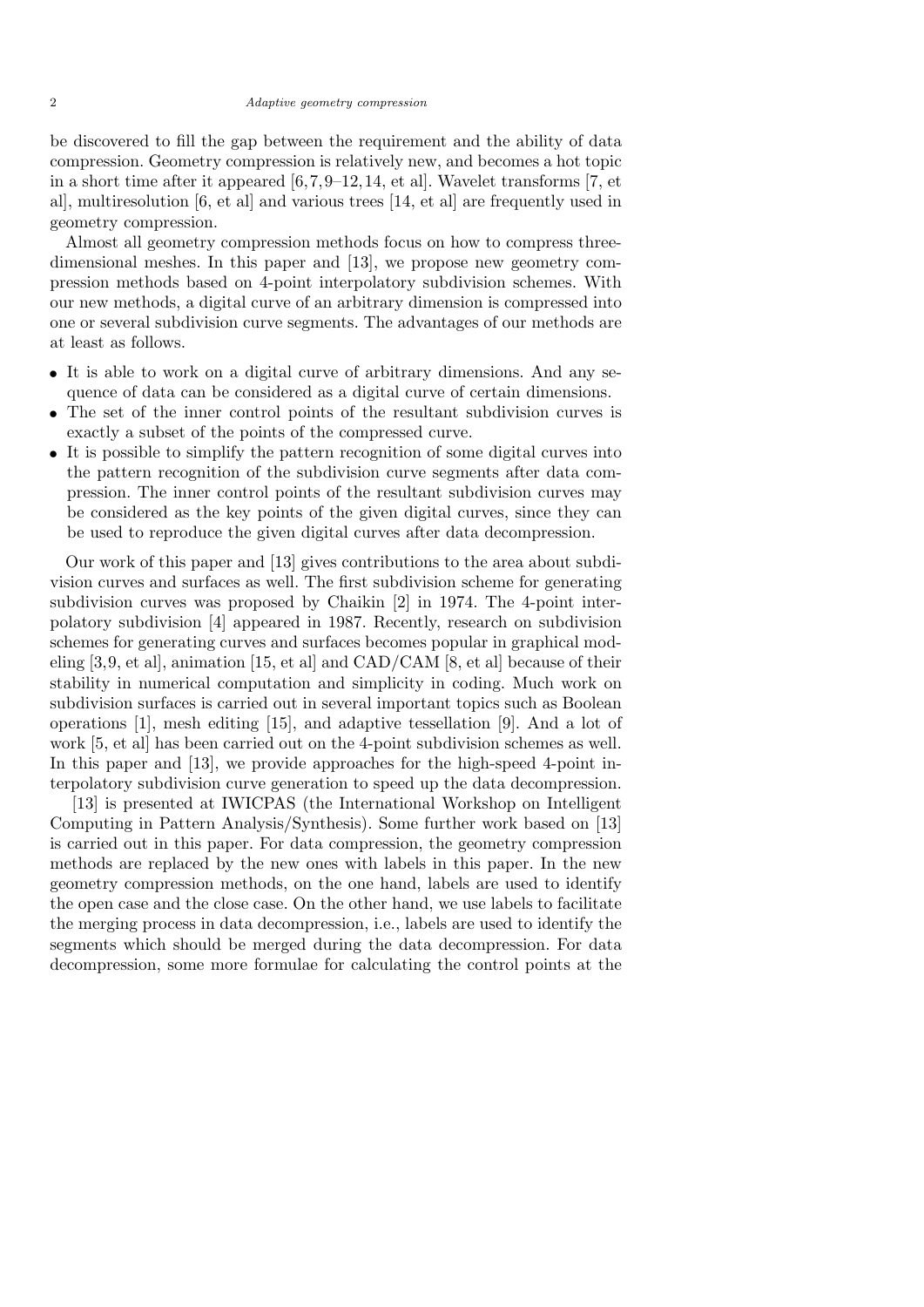be discovered to fill the gap between the requirement and the ability of data compression. Geometry compression is relatively new, and becomes a hot topic in a short time after it appeared [6, 7, 9–12, 14, et al]. Wavelet transforms [7, et al], multiresolution [6, et al] and various trees [14, et al] are frequently used in geometry compression.

Almost all geometry compression methods focus on how to compress three-dimensional meshes. In this paper and [13], we propose new geometry compression methods based on 4-point interpolatory subdivision schemes. With our new methods, a digital curve of an arbitrary dimension is compressed into one or several subdivision curve segments. The advantages of our methods are at least as follows.

- It is able to work on a digital curve of arbitrary dimensions. And any sequence of data can be considered as a digital curve of certain dimensions.
- The set of the inner control points of the resultant subdivision curves is exactly a subset of the points of the compressed curve.
- It is possible to simplify the pattern recognition of some digital curves into the pattern recognition of the subdivision curve segments after data compression. The inner control points of the resultant subdivision curves may be considered as the key points of the given digital curves, since they can be used to reproduce the given digital curves after data decompression.

Our work of this paper and [13] gives contributions to the area about subdivision curves and surfaces as well. The first subdivision scheme for generating subdivision curves was proposed by Chaikin [2] in 1974. The 4-point interpolatory subdivision [4] appeared in 1987. Recently, research on subdivision schemes for generating curves and surfaces becomes popular in graphical modeling [3,9, et al], animation [15, et al] and CAD/CAM [8, et al] because of their stability in numerical computation and simplicity in coding. Much work on subdivision surfaces is carried out in several important topics such as Boolean operations [1], mesh editing [15], and adaptive tessellation [9]. And a lot of work [5, et al] has been carried out on the 4-point subdivision schemes as well. In this paper and [13], we provide approaches for the high-speed 4-point interpolatory subdivision curve generation to speed up the data decompression.

[13] is presented at IWICPAS (the International Workshop on Intelligent Computing in Pattern Analysis/Synthesis). Some further work based on [13] is carried out in this paper. For data compression, the geometry compression methods are replaced by the new ones with labels in this paper. In the new geometry compression methods, on the one hand, labels are used to identify the open case and the close case. On the other hand, we use labels to facilitate the merging process in data decompression, i.e., labels are used to identify the segments which should be merged during the data decompression. For data decompression, some more formulae for calculating the control points at the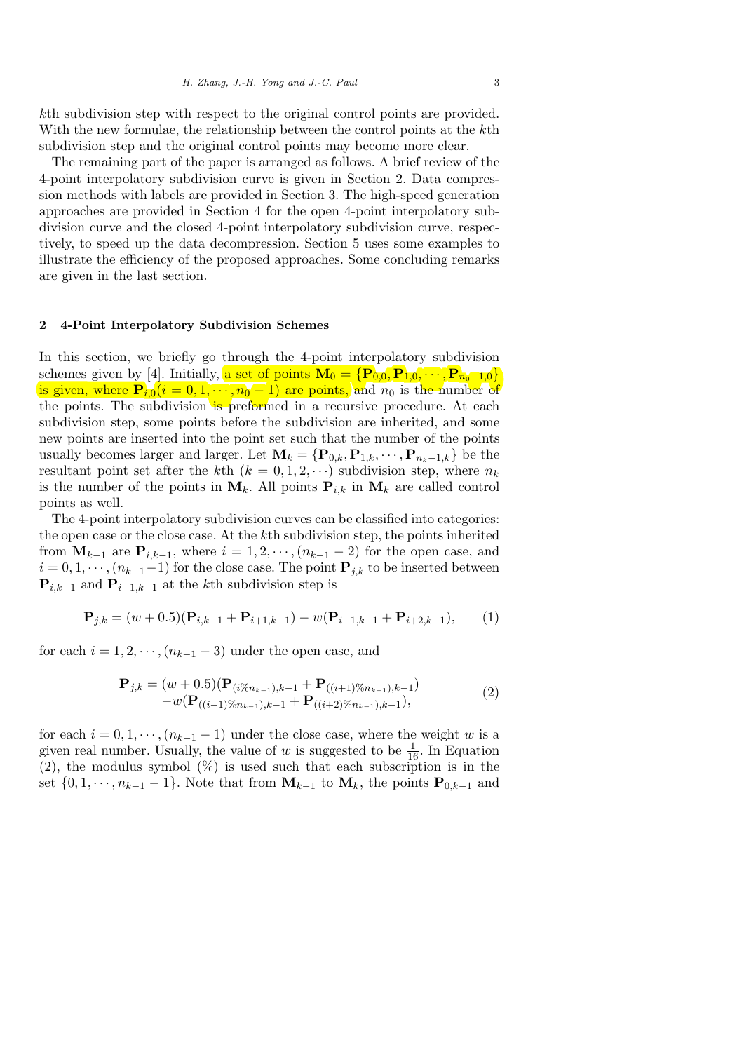$k$th subdivision step with respect to the original control points are provided. With the new formulae, the relationship between the control points at the $k$th subdivision step and the original control points may become more clear.

The remaining part of the paper is arranged as follows. A brief review of the 4-point interpolatory subdivision curve is given in Section 2. Data compression methods with labels are provided in Section 3. The high-speed generation approaches are provided in Section 4 for the open 4-point interpolatory subdivision curve and the closed 4-point interpolatory subdivision curve, respectively, to speed up the data decompression. Section 5 uses some examples to illustrate the efficiency of the proposed approaches. Some concluding remarks are given in the last section.

## 2 4-Point Interpolatory Subdivision Schemes

In this section, we briefly go through the 4-point interpolatory subdivision schemes given by [4]. Initially, a set of points $\mathbf{M}_0 = \{\mathbf{P}_{0,0}, \mathbf{P}_{1,0}, \cdots, \mathbf{P}_{n_0-1,0}\}$ is given, where $\mathbf{P}_{i,0} (i = 0, 1, \cdots, n_0 - 1)$ are points, and $n_0$ is the number of the points. The subdivision is preformed in a recursive procedure. At each subdivision step, some points before the subdivision are inherited, and some new points are inserted into the point set such that the number of the points usually becomes larger and larger. Let $\mathbf{M}_k = \{\mathbf{P}_{0,k}, \mathbf{P}_{1,k}, \cdots, \mathbf{P}_{n_k-1,k}\}$ be the resultant point set after the $k$th $(k = 0, 1, 2, \cdots)$ subdivision step, where $n_k$ is the number of the points in $\mathbf{M}_k$. All points $\mathbf{P}_{i,k}$ in $\mathbf{M}_k$ are called control points as well.

The 4-point interpolatory subdivision curves can be classified into categories: the open case or the close case. At the $k$th subdivision step, the points inherited from $\mathbf{M}_{k-1}$ are $\mathbf{P}_{i,k-1}$, where $i = 1, 2, \cdots, (n_{k-1} - 2)$ for the open case, and $i = 0, 1, \cdots, (n_{k-1} - 1)$ for the close case. The point $\mathbf{P}_{j,k}$ to be inserted between $\mathbf{P}_{i,k-1}$ and $\mathbf{P}_{i+1,k-1}$ at the $k$th subdivision step is

$$\mathbf{P}_{j,k} = (w + 0.5)(\mathbf{P}_{i,k-1} + \mathbf{P}_{i+1,k-1}) - w(\mathbf{P}_{i-1,k-1} + \mathbf{P}_{i+2,k-1}), \tag{1}$$

for each $i = 1, 2, \cdots, (n_{k-1} - 3)$ under the open case, and

$$\begin{aligned} \mathbf{P}_{j,k} = (w + 0.5)(\mathbf{P}_{(i\%n_{k-1}),k-1} + \mathbf{P}_{((i+1)\%n_{k-1}),k-1}) \\ -w(\mathbf{P}_{((i-1)\%n_{k-1}),k-1} + \mathbf{P}_{((i+2)\%n_{k-1}),k-1}), \end{aligned} \tag{2}$$

for each $i = 0, 1, \cdots, (n_{k-1} - 1)$ under the close case, where the weight $w$ is a given real number. Usually, the value of $w$ is suggested to be $\frac{1}{16}$. In Equation (2), the modulus symbol (%) is used such that each subscription is in the set $\{0, 1, \cdots, n_{k-1} - 1\}$. Note that from $\mathbf{M}_{k-1}$ to $\mathbf{M}_k$, the points $\mathbf{P}_{0,k-1}$ and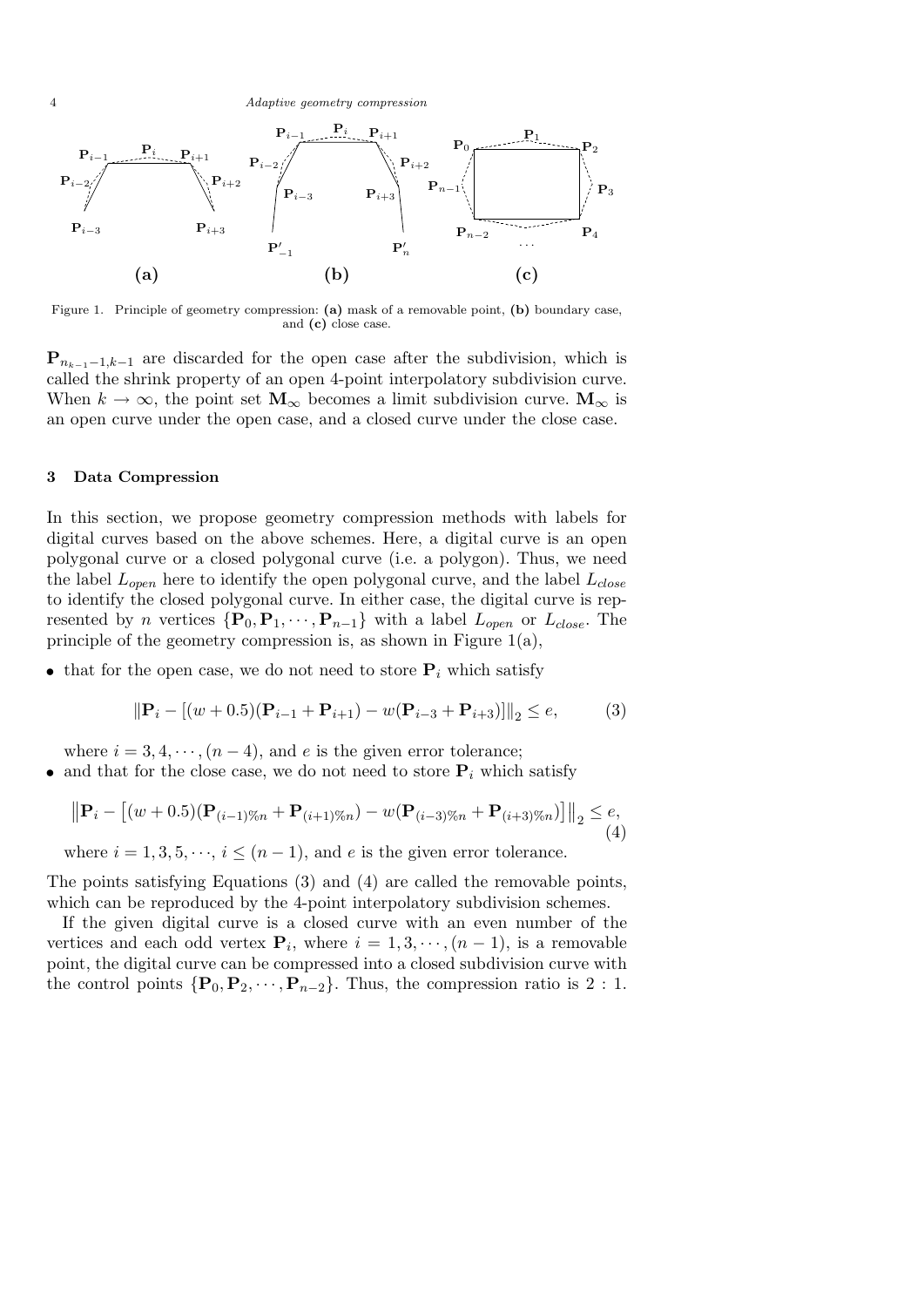Figure 1. Principle of geometry compression: **(a)** mask of a removable point, **(b)** boundary case, and **(c)** close case.

$\mathbf{P}_{n_{k-1}-1,k-1}$ are discarded for the open case after the subdivision, which is called the shrink property of an open 4-point interpolatory subdivision curve. When $k \to \infty$, the point set $\mathbf{M}_\infty$ becomes a limit subdivision curve. $\mathbf{M}_\infty$ is an open curve under the open case, and a closed curve under the close case.

## 3 Data Compression

In this section, we propose geometry compression methods with labels for digital curves based on the above schemes. Here, a digital curve is an open polygonal curve or a closed polygonal curve (i.e. a polygon). Thus, we need the label $L_{open}$ here to identify the open polygonal curve, and the label $L_{close}$ to identify the closed polygonal curve. In either case, the digital curve is represented by $n$ vertices $\{\mathbf{P}_0, \mathbf{P}_1, \cdots, \mathbf{P}_{n-1}\}$ with a label $L_{open}$ or $L_{close}$. The principle of the geometry compression is, as shown in Figure 1(a),

- that for the open case, we do not need to store $\mathbf{P}_i$ which satisfy

$$\|\mathbf{P}_i - [(w+0.5)(\mathbf{P}_{i-1} + \mathbf{P}_{i+1}) - w(\mathbf{P}_{i-3} + \mathbf{P}_{i+3})]\|_2 \leq e, \tag{3}$$

  where $i = 3, 4, \cdots, (n-4)$, and $e$ is the given error tolerance;
- and that for the close case, we do not need to store $\mathbf{P}_i$ which satisfy

$$\left\|\mathbf{P}_i - \left[(w+0.5)(\mathbf{P}_{(i-1)\%n} + \mathbf{P}_{(i+1)\%n}) - w(\mathbf{P}_{(i-3)\%n} + \mathbf{P}_{(i+3)\%n})\right]\right\|_2 \leq e, \tag{4}$$

  where $i = 1, 3, 5, \cdots, i \leq (n-1)$, and $e$ is the given error tolerance.

The points satisfying Equations (3) and (4) are called the removable points, which can be reproduced by the 4-point interpolatory subdivision schemes.

If the given digital curve is a closed curve with an even number of the vertices and each odd vertex $\mathbf{P}_i$, where $i = 1, 3, \cdots, (n-1)$, is a removable point, the digital curve can be compressed into a closed subdivision curve with the control points $\{\mathbf{P}_0, \mathbf{P}_2, \cdots, \mathbf{P}_{n-2}\}$. Thus, the compression ratio is $2:1$.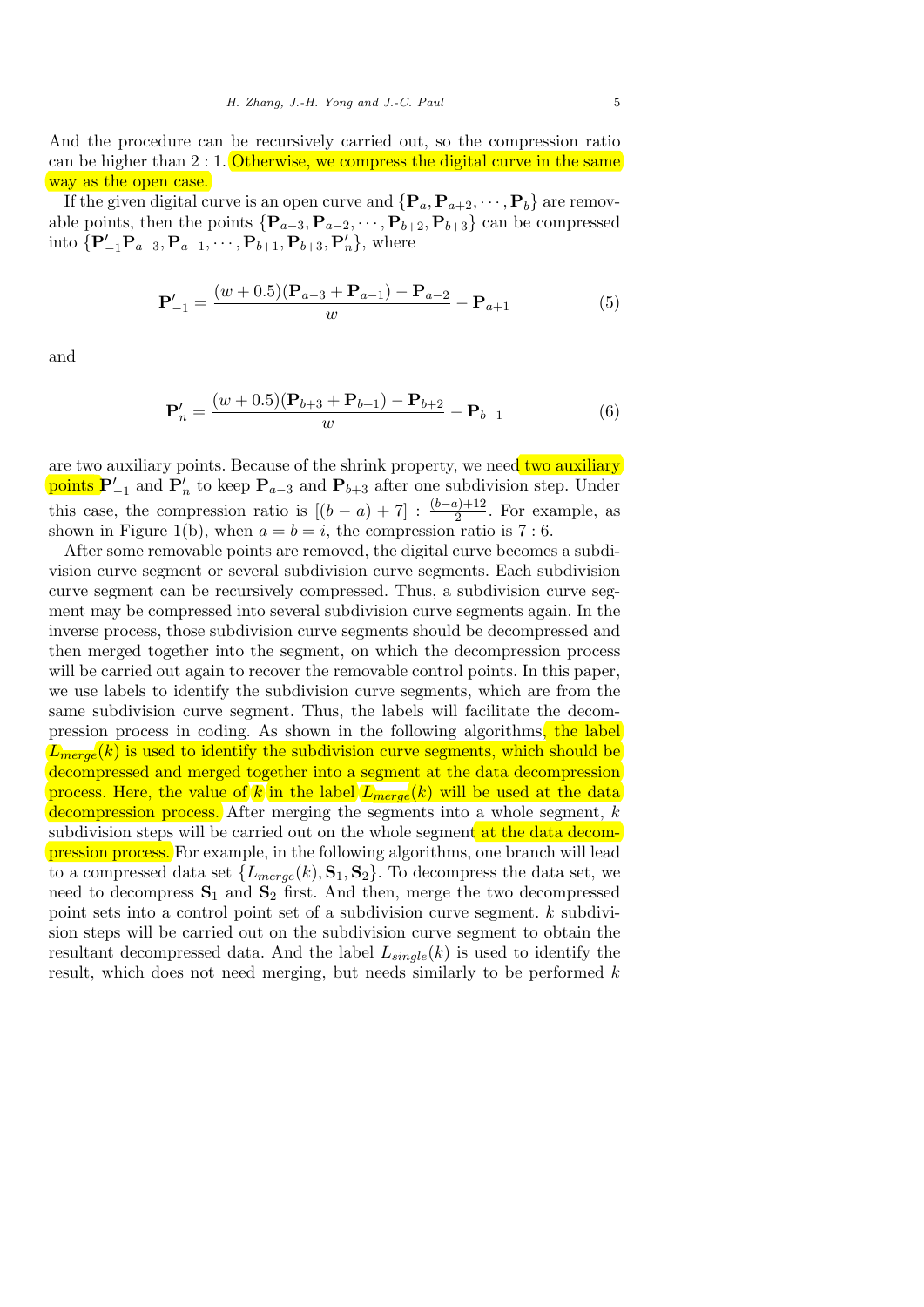And the procedure can be recursively carried out, so the compression ratio can be higher than 2 : 1. Otherwise, we compress the digital curve in the same way as the open case.

If the given digital curve is an open curve and $\{\mathbf{P}_a, \mathbf{P}_{a+2}, \cdots, \mathbf{P}_b\}$ are removable points, then the points $\{\mathbf{P}_{a-3}, \mathbf{P}_{a-2}, \cdots, \mathbf{P}_{b+2}, \mathbf{P}_{b+3}\}$ can be compressed into $\{\mathbf{P}'_{-1}\mathbf{P}_{a-3}, \mathbf{P}_{a-1}, \cdots, \mathbf{P}_{b+1}, \mathbf{P}_{b+3}, \mathbf{P}'_n\}$, where

$$\mathbf{P}'_{-1} = \frac{(w+0.5)(\mathbf{P}_{a-3} + \mathbf{P}_{a-1}) - \mathbf{P}_{a-2}}{w} - \mathbf{P}_{a+1} \tag{5}$$

and

$$\mathbf{P}'_{n} = \frac{(w+0.5)(\mathbf{P}_{b+3} + \mathbf{P}_{b+1}) - \mathbf{P}_{b+2}}{w} - \mathbf{P}_{b-1} \tag{6}$$

are two auxiliary points. Because of the shrink property, we need two auxiliary points $\mathbf{P}'_{-1}$ and $\mathbf{P}'_n$ to keep $\mathbf{P}_{a-3}$ and $\mathbf{P}_{b+3}$ after one subdivision step. Under this case, the compression ratio is $[(b-a)+7] : \frac{(b-a)+12}{2}$. For example, as shown in Figure 1(b), when $a = b = i$, the compression ratio is $7 : 6$.

After some removable points are removed, the digital curve becomes a subdivision curve segment or several subdivision curve segments. Each subdivision curve segment can be recursively compressed. Thus, a subdivision curve segment may be compressed into several subdivision curve segments again. In the inverse process, those subdivision curve segments should be decompressed and then merged together into the segment, on which the decompression process will be carried out again to recover the removable control points. In this paper, we use labels to identify the subdivision curve segments, which are from the same subdivision curve segment. Thus, the labels will facilitate the decompression process in coding. As shown in the following algorithms, the label $L_{merge}(k)$ is used to identify the subdivision curve segments, which should be decompressed and merged together into a segment at the data decompression process. Here, the value of $k$ in the label $L_{merge}(k)$ will be used at the data decompression process. After merging the segments into a whole segment, $k$ subdivision steps will be carried out on the whole segment at the data decompression process. For example, in the following algorithms, one branch will lead to a compressed data set $\{L_{merge}(k), \mathbf{S}_1, \mathbf{S}_2\}$. To decompress the data set, we need to decompress $\mathbf{S}_1$ and $\mathbf{S}_2$ first. And then, merge the two decompressed point sets into a control point set of a subdivision curve segment. $k$ subdivision steps will be carried out on the subdivision curve segment to obtain the resultant decompressed data. And the label $L_{single}(k)$ is used to identify the result, which does not need merging, but needs similarly to be performed $k$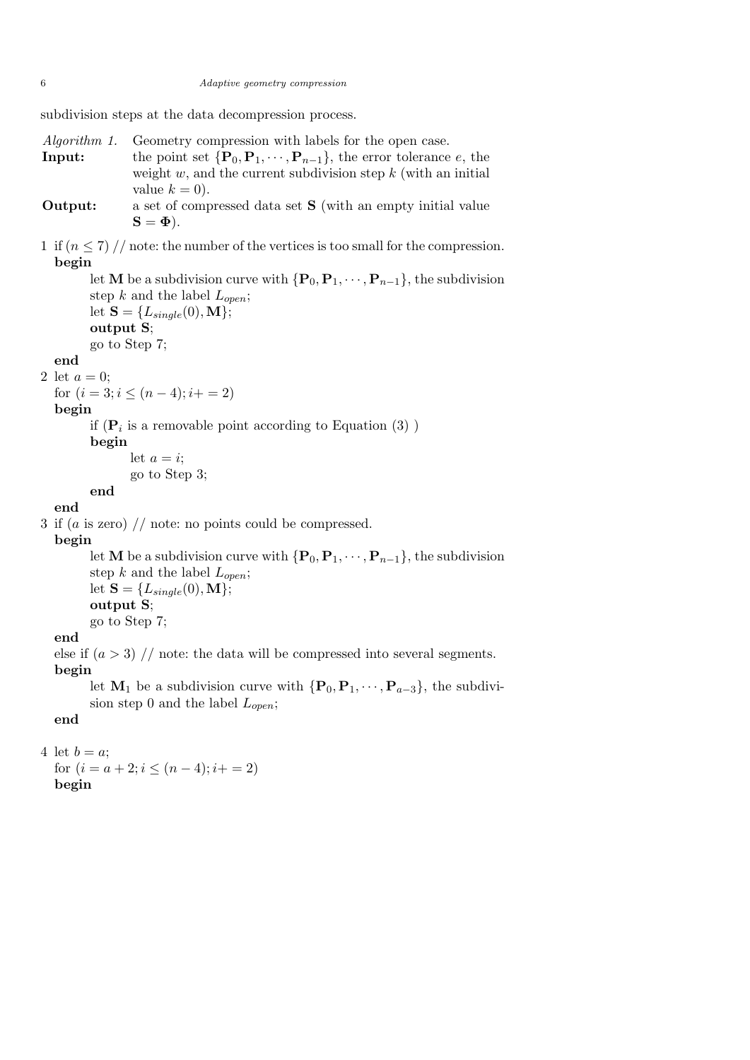subdivision steps at the data decompression process.

*Algorithm 1.* Geometry compression with labels for the open case.

**Input:** the point set $\{\mathbf{P}_0, \mathbf{P}_1, \cdots, \mathbf{P}_{n-1}\}$, the error tolerance $e$, the weight $w$, and the current subdivision step $k$ (with an initial value $k = 0$).

**Output:** a set of compressed data set $\mathbf{S}$ (with an empty initial value $\mathbf{S} = \mathbf{\Phi}$).

1 if ($n \leq 7$) // note: the number of the vertices is too small for the compression.
&nbsp;&nbsp;**begin**
&nbsp;&nbsp;&nbsp;&nbsp;&nbsp;&nbsp;let $\mathbf{M}$ be a subdivision curve with $\{\mathbf{P}_0, \mathbf{P}_1, \cdots, \mathbf{P}_{n-1}\}$, the subdivision step $k$ and the label $L_{open}$;
&nbsp;&nbsp;&nbsp;&nbsp;&nbsp;&nbsp;let $\mathbf{S} = \{L_{single}(0), \mathbf{M}\}$;
&nbsp;&nbsp;&nbsp;&nbsp;&nbsp;&nbsp;**output** $\mathbf{S}$;
&nbsp;&nbsp;&nbsp;&nbsp;&nbsp;&nbsp;go to Step 7;
&nbsp;&nbsp;**end**

2 let $a = 0$;
&nbsp;&nbsp;for ($i = 3; i \leq (n-4); i+= 2$)
&nbsp;&nbsp;**begin**
&nbsp;&nbsp;&nbsp;&nbsp;&nbsp;&nbsp;if ($\mathbf{P}_i$ is a removable point according to Equation (3) )
&nbsp;&nbsp;&nbsp;&nbsp;&nbsp;&nbsp;**begin**
&nbsp;&nbsp;&nbsp;&nbsp;&nbsp;&nbsp;&nbsp;&nbsp;&nbsp;&nbsp;&nbsp;&nbsp;let $a = i$;
&nbsp;&nbsp;&nbsp;&nbsp;&nbsp;&nbsp;&nbsp;&nbsp;&nbsp;&nbsp;&nbsp;&nbsp;go to Step 3;
&nbsp;&nbsp;&nbsp;&nbsp;&nbsp;&nbsp;**end**
&nbsp;&nbsp;**end**

3 if ($a$ is zero) // note: no points could be compressed.
&nbsp;&nbsp;**begin**
&nbsp;&nbsp;&nbsp;&nbsp;&nbsp;&nbsp;let $\mathbf{M}$ be a subdivision curve with $\{\mathbf{P}_0, \mathbf{P}_1, \cdots, \mathbf{P}_{n-1}\}$, the subdivision step $k$ and the label $L_{open}$;
&nbsp;&nbsp;&nbsp;&nbsp;&nbsp;&nbsp;let $\mathbf{S} = \{L_{single}(0), \mathbf{M}\}$;
&nbsp;&nbsp;&nbsp;&nbsp;&nbsp;&nbsp;**output** $\mathbf{S}$;
&nbsp;&nbsp;&nbsp;&nbsp;&nbsp;&nbsp;go to Step 7;
&nbsp;&nbsp;**end**
&nbsp;&nbsp;else if ($a > 3$) // note: the data will be compressed into several segments.
&nbsp;&nbsp;**begin**
&nbsp;&nbsp;&nbsp;&nbsp;&nbsp;&nbsp;let $\mathbf{M}_1$ be a subdivision curve with $\{\mathbf{P}_0, \mathbf{P}_1, \cdots, \mathbf{P}_{a-3}\}$, the subdivision step 0 and the label $L_{open}$;
&nbsp;&nbsp;**end**

4 let $b = a$;
&nbsp;&nbsp;for ($i = a+2; i \leq (n-4); i+= 2$)
&nbsp;&nbsp;**begin**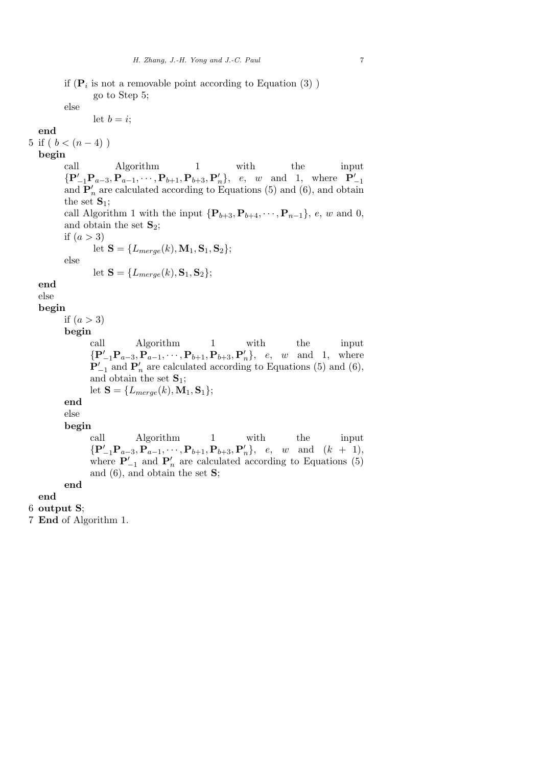```
        if (P_i is not a removable point according to Equation (3) )
                go to Step 5;
        else
                let b = i;
    end
5 if ( b < (n − 4) )
    begin
        call Algorithm 1 with the input
        {P'_{-1} P_{a-3}, P_{a-1}, ···, P_{b+1}, P_{b+3}, P'_n}, e, w and 1, where P'_{-1}
        and P'_n are calculated according to Equations (5) and (6), and obtain
        the set S_1;
        call Algorithm 1 with the input {P_{b+3}, P_{b+4}, ···, P_{n-1}}, e, w and 0,
        and obtain the set S_2;
        if (a > 3)
                let S = {L_merge(k), M_1, S_1, S_2};
        else
                let S = {L_merge(k), S_1, S_2};
    end
    else
    begin
        if (a > 3)
        begin
                call Algorithm 1 with the input
                {P'_{-1} P_{a-3}, P_{a-1}, ···, P_{b+1}, P_{b+3}, P'_n}, e, w and 1, where
                P'_{-1} and P'_n are calculated according to Equations (5) and (6),
                and obtain the set S_1;
                let S = {L_merge(k), M_1, S_1};
        end
        else
        begin
                call Algorithm 1 with the input
                {P'_{-1} P_{a-3}, P_{a-1}, ···, P_{b+1}, P_{b+3}, P'_n}, e, w and (k + 1),
                where P'_{-1} and P'_n are calculated according to Equations (5)
                and (6), and obtain the set S;
        end
    end
6 output S;
7 End of Algorithm 1.
```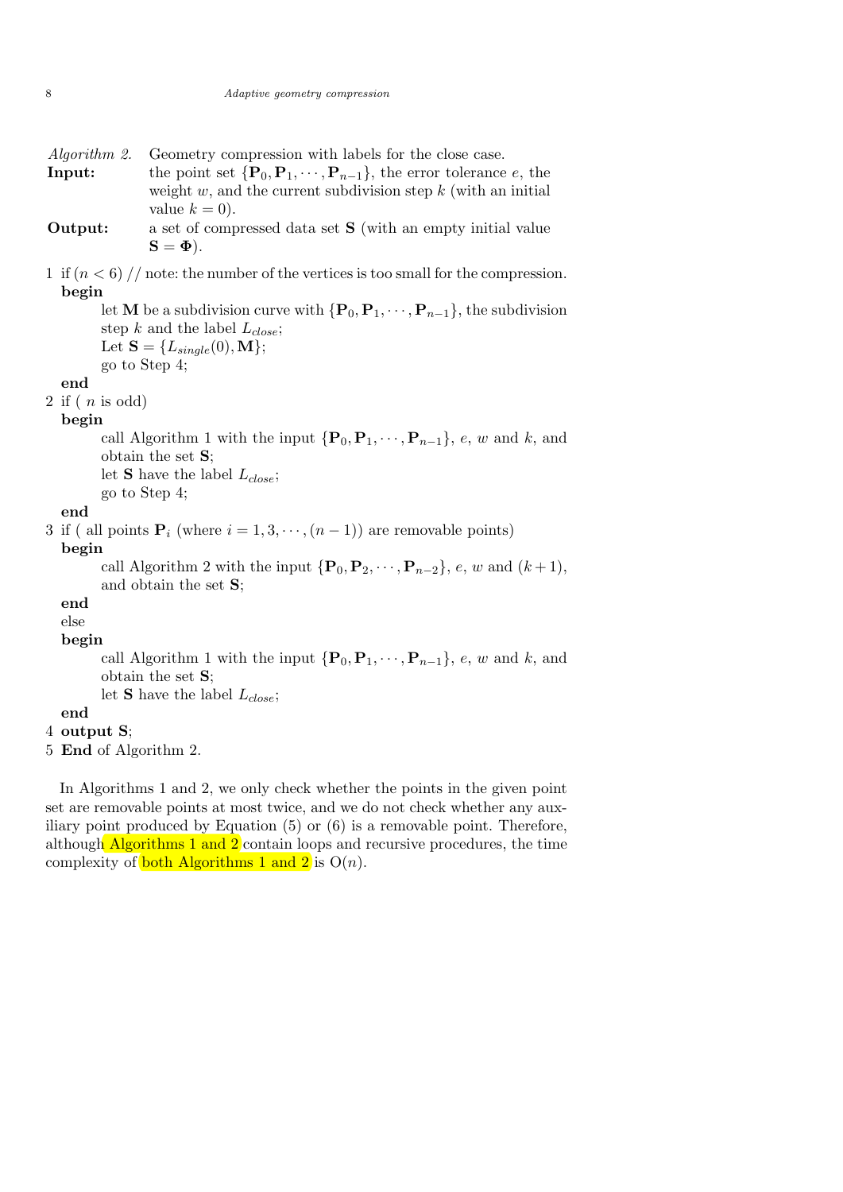*Algorithm 2.* Geometry compression with labels for the close case.

**Input:** the point set $\{\mathbf{P}_0, \mathbf{P}_1, \cdots, \mathbf{P}_{n-1}\}$, the error tolerance $e$, the weight $w$, and the current subdivision step $k$ (with an initial value $k = 0$).

**Output:** a set of compressed data set $\mathbf{S}$ (with an empty initial value $\mathbf{S} = \mathbf{\Phi}$).

1 if $(n < 6)$ // note: the number of the vertices is too small for the compression.
  **begin**
    let $\mathbf{M}$ be a subdivision curve with $\{\mathbf{P}_0, \mathbf{P}_1, \cdots, \mathbf{P}_{n-1}\}$, the subdivision step $k$ and the label $L_{close}$;
    Let $\mathbf{S} = \{L_{single}(0), \mathbf{M}\}$;
    go to Step 4;
  **end**

2 if ( $n$ is odd)
  **begin**
    call Algorithm 1 with the input $\{\mathbf{P}_0, \mathbf{P}_1, \cdots, \mathbf{P}_{n-1}\}$, $e$, $w$ and $k$, and obtain the set $\mathbf{S}$;
    let $\mathbf{S}$ have the label $L_{close}$;
    go to Step 4;
  **end**

3 if ( all points $\mathbf{P}_i$ (where $i = 1, 3, \cdots, (n-1)$) are removable points)
  **begin**
    call Algorithm 2 with the input $\{\mathbf{P}_0, \mathbf{P}_2, \cdots, \mathbf{P}_{n-2}\}$, $e$, $w$ and $(k+1)$, and obtain the set $\mathbf{S}$;
  **end**
  else
  **begin**
    call Algorithm 1 with the input $\{\mathbf{P}_0, \mathbf{P}_1, \cdots, \mathbf{P}_{n-1}\}$, $e$, $w$ and $k$, and obtain the set $\mathbf{S}$;
    let $\mathbf{S}$ have the label $L_{close}$;
  **end**

4 **output S**;

5 **End** of Algorithm 2.

In Algorithms 1 and 2, we only check whether the points in the given point set are removable points at most twice, and we do not check whether any auxiliary point produced by Equation (5) or (6) is a removable point. Therefore, although Algorithms 1 and 2 contain loops and recursive procedures, the time complexity of both Algorithms 1 and 2 is $O(n)$.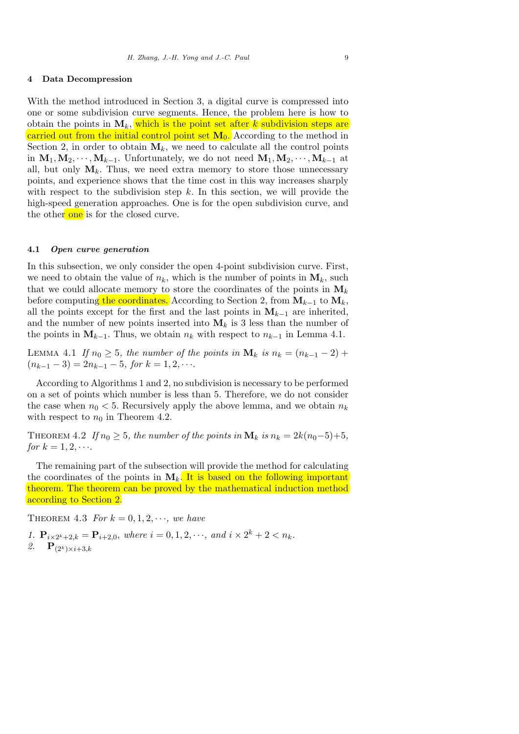## 4 Data Decompression

With the method introduced in Section 3, a digital curve is compressed into one or some subdivision curve segments. Hence, the problem here is how to obtain the points in $\mathbf{M}_k$, which is the point set after $k$ subdivision steps are carried out from the initial control point set $\mathbf{M}_0$. According to the method in Section 2, in order to obtain $\mathbf{M}_k$, we need to calculate all the control points in $\mathbf{M}_1, \mathbf{M}_2, \cdots, \mathbf{M}_{k-1}$. Unfortunately, we do not need $\mathbf{M}_1, \mathbf{M}_2, \cdots, \mathbf{M}_{k-1}$ at all, but only $\mathbf{M}_k$. Thus, we need extra memory to store those unnecessary points, and experience shows that the time cost in this way increases sharply with respect to the subdivision step $k$. In this section, we will provide the high-speed generation approaches. One is for the open subdivision curve, and the other one is for the closed curve.

### 4.1 *Open curve generation*

In this subsection, we only consider the open 4-point subdivision curve. First, we need to obtain the value of $n_k$, which is the number of points in $\mathbf{M}_k$, such that we could allocate memory to store the coordinates of the points in $\mathbf{M}_k$ before computing the coordinates. According to Section 2, from $\mathbf{M}_{k-1}$ to $\mathbf{M}_k$, all the points except for the first and the last points in $\mathbf{M}_{k-1}$ are inherited, and the number of new points inserted into $\mathbf{M}_k$ is 3 less than the number of the points in $\mathbf{M}_{k-1}$. Thus, we obtain $n_k$ with respect to $n_{k-1}$ in Lemma 4.1.

Lemma 4.1 *If $n_0 \geq 5$, the number of the points in $\mathbf{M}_k$ is $n_k = (n_{k-1} - 2) + (n_{k-1} - 3) = 2n_{k-1} - 5$, for $k = 1, 2, \cdots$.*

According to Algorithms 1 and 2, no subdivision is necessary to be performed on a set of points which number is less than 5. Therefore, we do not consider the case when $n_0 < 5$. Recursively apply the above lemma, and we obtain $n_k$ with respect to $n_0$ in Theorem 4.2.

Theorem 4.2 *If $n_0 \geq 5$, the number of the points in $\mathbf{M}_k$ is $n_k = 2k(n_0-5)+5$, for $k = 1, 2, \cdots$.*

The remaining part of the subsection will provide the method for calculating the coordinates of the points in $\mathbf{M}_k$. It is based on the following important theorem. The theorem can be proved by the mathematical induction method according to Section 2.

Theorem 4.3 *For $k = 0, 1, 2, \cdots$, we have*

1. $\mathbf{P}_{i \times 2^k + 2, k} = \mathbf{P}_{i+2, 0}$, *where $i = 0, 1, 2, \cdots$, and $i \times 2^k + 2 < n_k$.*
2. $\mathbf{P}_{(2^k) \times i + 3, k}$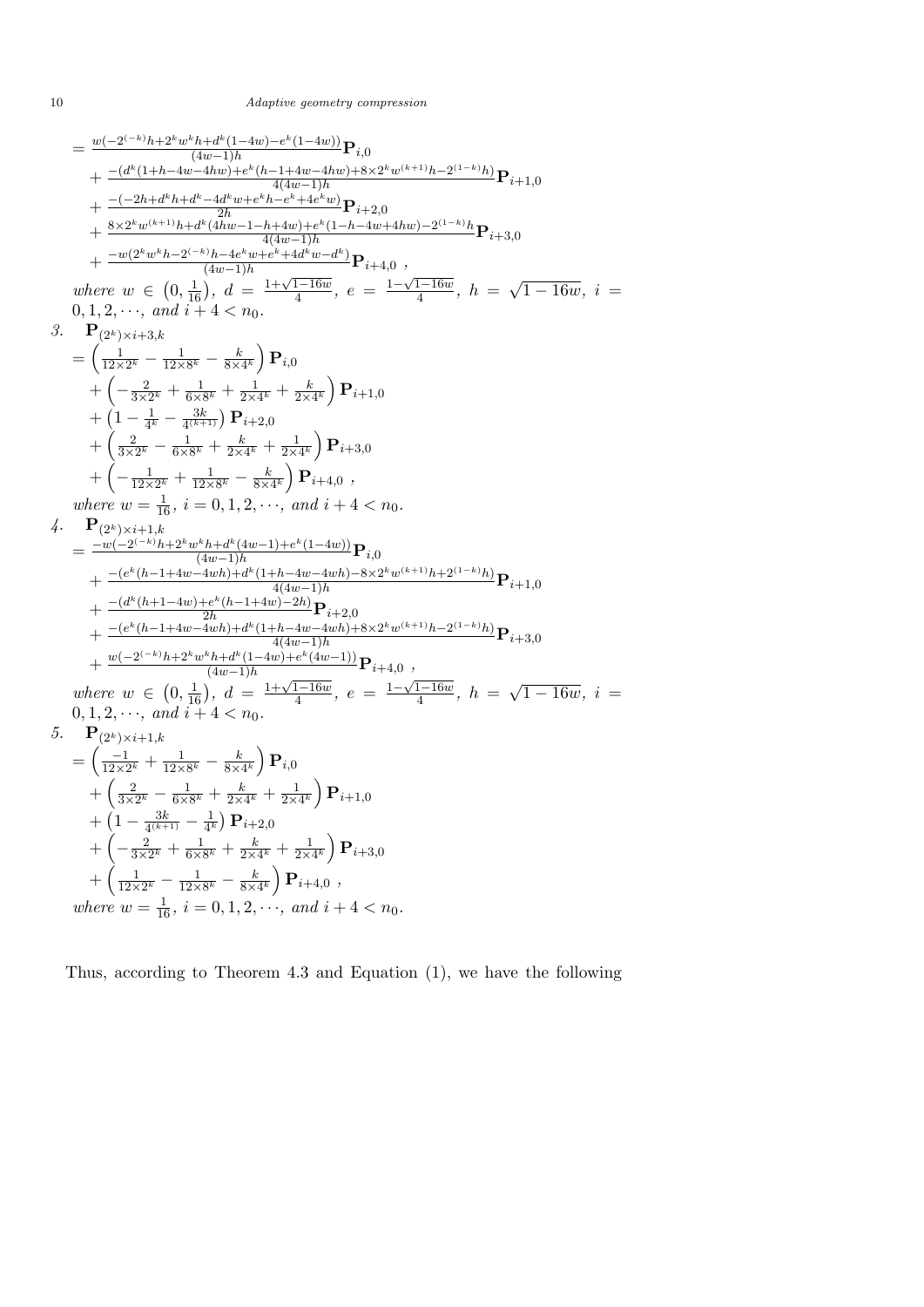$$= \frac{w(-2^{(-k)}h+2^k w^k h+d^k(1-4w)-e^k(1-4w))}{(4w-1)h}\mathbf{P}_{i,0}$$
$$+ \frac{-(d^k(1+h-4w-4hw)+e^k(h-1+4w-4hw)+8\times 2^k w^{(k+1)}h-2^{(1-k)}h)}{4(4w-1)h}\mathbf{P}_{i+1,0}$$
$$+ \frac{-(-2h+d^k h+d^k-4d^k w+e^k h-e^k+4e^k w)}{2h}\mathbf{P}_{i+2,0}$$
$$+ \frac{8\times 2^k w^{(k+1)}h+d^k(4hw-1-h+4w)+e^k(1-h-4w+4hw)-2^{(1-k)}h}{4(4w-1)h}\mathbf{P}_{i+3,0}$$
$$+ \frac{-w(2^k w^k h-2^{(-k)}h-4e^k w+e^k+4d^k w-d^k)}{(4w-1)h}\mathbf{P}_{i+4,0}\ ,$$

*where* $w \in \left(0, \frac{1}{16}\right)$, $d = \frac{1+\sqrt{1-16w}}{4}$, $e = \frac{1-\sqrt{1-16w}}{4}$, $h = \sqrt{1-16w}$, $i = 0, 1, 2, \cdots$, *and* $i+4 < n_0$.

3. $\mathbf{P}_{(2^k)\times i+3,k}$

$$= \left(\frac{1}{12\times 2^k} - \frac{1}{12\times 8^k} - \frac{k}{8\times 4^k}\right)\mathbf{P}_{i,0}$$
$$+ \left(-\frac{2}{3\times 2^k} + \frac{1}{6\times 8^k} + \frac{1}{2\times 4^k} + \frac{k}{2\times 4^k}\right)\mathbf{P}_{i+1,0}$$
$$+ \left(1 - \frac{1}{4^k} - \frac{3k}{4^{(k+1)}}\right)\mathbf{P}_{i+2,0}$$
$$+ \left(\frac{2}{3\times 2^k} - \frac{1}{6\times 8^k} + \frac{k}{2\times 4^k} + \frac{1}{2\times 4^k}\right)\mathbf{P}_{i+3,0}$$
$$+ \left(-\frac{1}{12\times 2^k} + \frac{1}{12\times 8^k} - \frac{k}{8\times 4^k}\right)\mathbf{P}_{i+4,0}\ ,$$

*where* $w = \frac{1}{16}$, $i = 0, 1, 2, \cdots$, *and* $i+4 < n_0$.

4. $\mathbf{P}_{(2^k)\times i+1,k}$

$$= \frac{-w(-2^{(-k)}h+2^k w^k h+d^k(4w-1)+e^k(1-4w))}{(4w-1)h}\mathbf{P}_{i,0}$$
$$+ \frac{-(e^k(h-1+4w-4wh)+d^k(1+h-4w-4wh)-8\times 2^k w^{(k+1)}h+2^{(1-k)}h)}{4(4w-1)h}\mathbf{P}_{i+1,0}$$
$$+ \frac{-(d^k(h+1-4w)+e^k(h-1+4w)-2h)}{2h}\mathbf{P}_{i+2,0}$$
$$+ \frac{-(e^k(h-1+4w-4wh)+d^k(1+h-4w-4wh)+8\times 2^k w^{(k+1)}h-2^{(1-k)}h)}{4(4w-1)h}\mathbf{P}_{i+3,0}$$
$$+ \frac{w(-2^{(-k)}h+2^k w^k h+d^k(1-4w)+e^k(4w-1))}{(4w-1)h}\mathbf{P}_{i+4,0}\ ,$$

*where* $w \in \left(0, \frac{1}{16}\right)$, $d = \frac{1+\sqrt{1-16w}}{4}$, $e = \frac{1-\sqrt{1-16w}}{4}$, $h = \sqrt{1-16w}$, $i = 0, 1, 2, \cdots$, *and* $i+4 < n_0$.

5. $\mathbf{P}_{(2^k)\times i+1,k}$

$$= \left(\frac{-1}{12\times 2^k} + \frac{1}{12\times 8^k} - \frac{k}{8\times 4^k}\right)\mathbf{P}_{i,0}$$
$$+ \left(\frac{2}{3\times 2^k} - \frac{1}{6\times 8^k} + \frac{k}{2\times 4^k} + \frac{1}{2\times 4^k}\right)\mathbf{P}_{i+1,0}$$
$$+ \left(1 - \frac{3k}{4^{(k+1)}} - \frac{1}{4^k}\right)\mathbf{P}_{i+2,0}$$
$$+ \left(-\frac{2}{3\times 2^k} + \frac{1}{6\times 8^k} + \frac{k}{2\times 4^k} + \frac{1}{2\times 4^k}\right)\mathbf{P}_{i+3,0}$$
$$+ \left(\frac{1}{12\times 2^k} - \frac{1}{12\times 8^k} - \frac{k}{8\times 4^k}\right)\mathbf{P}_{i+4,0}\ ,$$

*where* $w = \frac{1}{16}$, $i = 0, 1, 2, \cdots$, *and* $i+4 < n_0$.

Thus, according to Theorem 4.3 and Equation (1), we have the following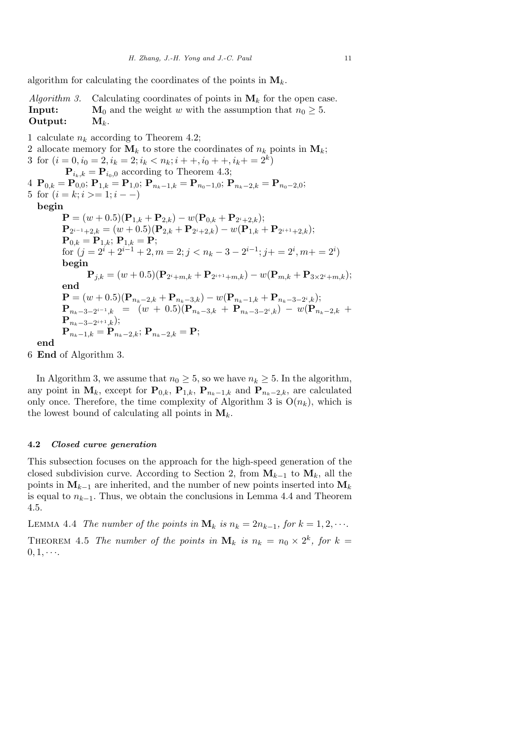algorithm for calculating the coordinates of the points in $\mathbf{M}_k$.

*Algorithm 3.* Calculating coordinates of points in $\mathbf{M}_k$ for the open case.
**Input:** $\mathbf{M}_0$ and the weight $w$ with the assumption that $n_0 \geq 5$.
**Output:** $\mathbf{M}_k$.

1 calculate $n_k$ according to Theorem 4.2;
2 allocate memory for $\mathbf{M}_k$ to store the coordinates of $n_k$ points in $\mathbf{M}_k$;
3 for $(i = 0, i_0 = 2, i_k = 2; i_k < n_k; i++, i_0++, i_k += 2^k)$
    $\mathbf{P}_{i_k,k} = \mathbf{P}_{i_0,0}$ according to Theorem 4.3;
4 $\mathbf{P}_{0,k} = \mathbf{P}_{0,0}$; $\mathbf{P}_{1,k} = \mathbf{P}_{1,0}$; $\mathbf{P}_{n_k-1,k} = \mathbf{P}_{n_0-1,0}$; $\mathbf{P}_{n_k-2,k} = \mathbf{P}_{n_0-2,0}$;
5 for $(i = k; i >= 1; i--)$
  **begin**
    $\mathbf{P} = (w + 0.5)(\mathbf{P}_{1,k} + \mathbf{P}_{2,k}) - w(\mathbf{P}_{0,k} + \mathbf{P}_{2^i+2,k})$;
    $\mathbf{P}_{2^{i-1}+2,k} = (w + 0.5)(\mathbf{P}_{2,k} + \mathbf{P}_{2^i+2,k}) - w(\mathbf{P}_{1,k} + \mathbf{P}_{2^{i+1}+2,k})$;
    $\mathbf{P}_{0,k} = \mathbf{P}_{1,k}$; $\mathbf{P}_{1,k} = \mathbf{P}$;
    for $(j = 2^i + 2^{i-1} + 2, m = 2; j < n_k - 3 - 2^{i-1}; j += 2^i, m += 2^i)$
    **begin**
      $\mathbf{P}_{j,k} = (w + 0.5)(\mathbf{P}_{2^i+m,k} + \mathbf{P}_{2^{i+1}+m,k}) - w(\mathbf{P}_{m,k} + \mathbf{P}_{3\times 2^i+m,k})$;
    **end**
    $\mathbf{P} = (w + 0.5)(\mathbf{P}_{n_k-2,k} + \mathbf{P}_{n_k-3,k}) - w(\mathbf{P}_{n_k-1,k} + \mathbf{P}_{n_k-3-2^i,k})$;
    $\mathbf{P}_{n_k-3-2^{i-1},k} = (w + 0.5)(\mathbf{P}_{n_k-3,k} + \mathbf{P}_{n_k-3-2^i,k}) - w(\mathbf{P}_{n_k-2,k} + \mathbf{P}_{n_k-3-2^{i+1},k})$;
    $\mathbf{P}_{n_k-1,k} = \mathbf{P}_{n_k-2,k}$; $\mathbf{P}_{n_k-2,k} = \mathbf{P}$;
  **end**
6 **End** of Algorithm 3.

In Algorithm 3, we assume that $n_0 \geq 5$, so we have $n_k \geq 5$. In the algorithm, any point in $\mathbf{M}_k$, except for $\mathbf{P}_{0,k}$, $\mathbf{P}_{1,k}$, $\mathbf{P}_{n_k-1,k}$ and $\mathbf{P}_{n_k-2,k}$, are calculated only once. Therefore, the time complexity of Algorithm 3 is $\mathrm{O}(n_k)$, which is the lowest bound of calculating all points in $\mathbf{M}_k$.

### 4.2 *Closed curve generation*

This subsection focuses on the approach for the high-speed generation of the closed subdivision curve. According to Section 2, from $\mathbf{M}_{k-1}$ to $\mathbf{M}_k$, all the points in $\mathbf{M}_{k-1}$ are inherited, and the number of new points inserted into $\mathbf{M}_k$ is equal to $n_{k-1}$. Thus, we obtain the conclusions in Lemma 4.4 and Theorem 4.5.

LEMMA 4.4 *The number of the points in* $\mathbf{M}_k$ *is* $n_k = 2n_{k-1}$, *for* $k = 1, 2, \cdots$.

THEOREM 4.5 *The number of the points in* $\mathbf{M}_k$ *is* $n_k = n_0 \times 2^k$, *for* $k = 0, 1, \cdots$.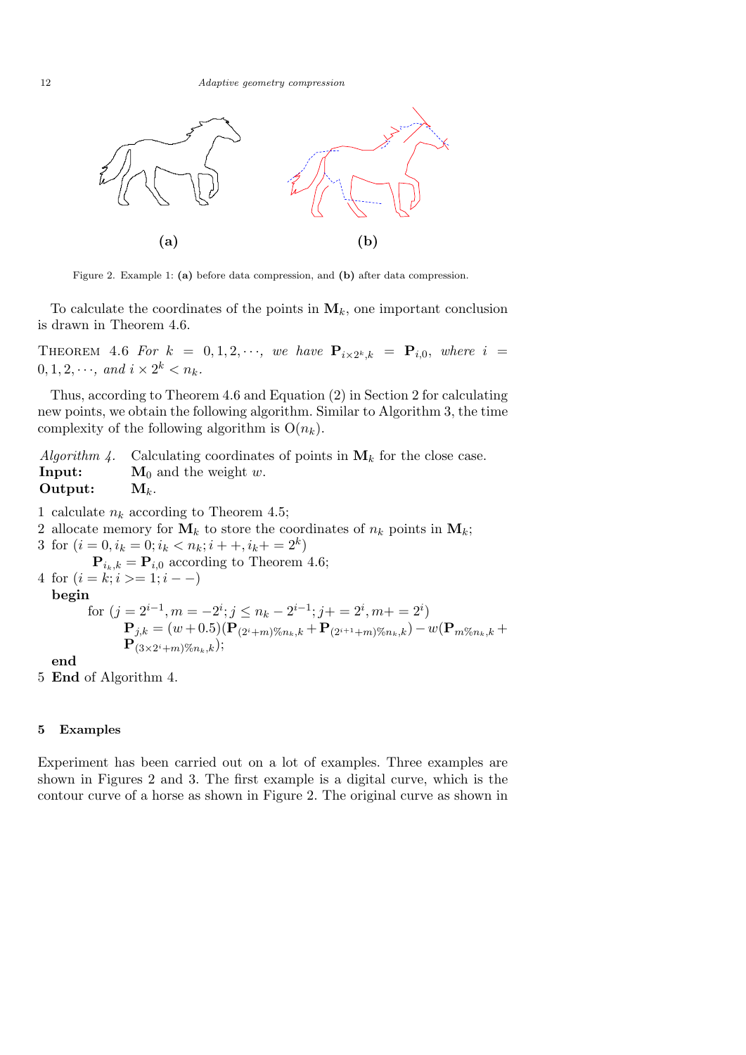(a) (b)

Figure 2. Example 1: **(a)** before data compression, and **(b)** after data compression.

To calculate the coordinates of the points in $\mathbf{M}_k$, one important conclusion is drawn in Theorem 4.6.

THEOREM 4.6 *For $k = 0, 1, 2, \cdots$, we have $\mathbf{P}_{i\times 2^k,k} = \mathbf{P}_{i,0}$, where $i = 0, 1, 2, \cdots$, and $i \times 2^k < n_k$.*

Thus, according to Theorem 4.6 and Equation (2) in Section 2 for calculating new points, we obtain the following algorithm. Similar to Algorithm 3, the time complexity of the following algorithm is $\mathrm{O}(n_k)$.

*Algorithm 4.* Calculating coordinates of points in $\mathbf{M}_k$ for the close case.
**Input:** $\mathbf{M}_0$ and the weight $w$.
**Output:** $\mathbf{M}_k$.

1 calculate $n_k$ according to Theorem 4.5;
2 allocate memory for $\mathbf{M}_k$ to store the coordinates of $n_k$ points in $\mathbf{M}_k$;
3 for $(i = 0, i_k = 0; i_k < n_k; i++, i_k += 2^k)$
  $\mathbf{P}_{i_k,k} = \mathbf{P}_{i,0}$ according to Theorem 4.6;
4 for $(i = k; i >= 1; i--)$
  **begin**
    for $(j = 2^{i-1}, m = -2^i; j \le n_k - 2^{i-1}; j += 2^i, m += 2^i)$
    $\mathbf{P}_{j,k} = (w + 0.5)(\mathbf{P}_{(2^i+m)\%n_k,k} + \mathbf{P}_{(2^{i+1}+m)\%n_k,k}) - w(\mathbf{P}_{m\%n_k,k} + \mathbf{P}_{(3\times 2^i+m)\%n_k,k})$;
  **end**
5 **End** of Algorithm 4.

## 5 Examples

Experiment has been carried out on a lot of examples. Three examples are shown in Figures 2 and 3. The first example is a digital curve, which is the contour curve of a horse as shown in Figure 2. The original curve as shown in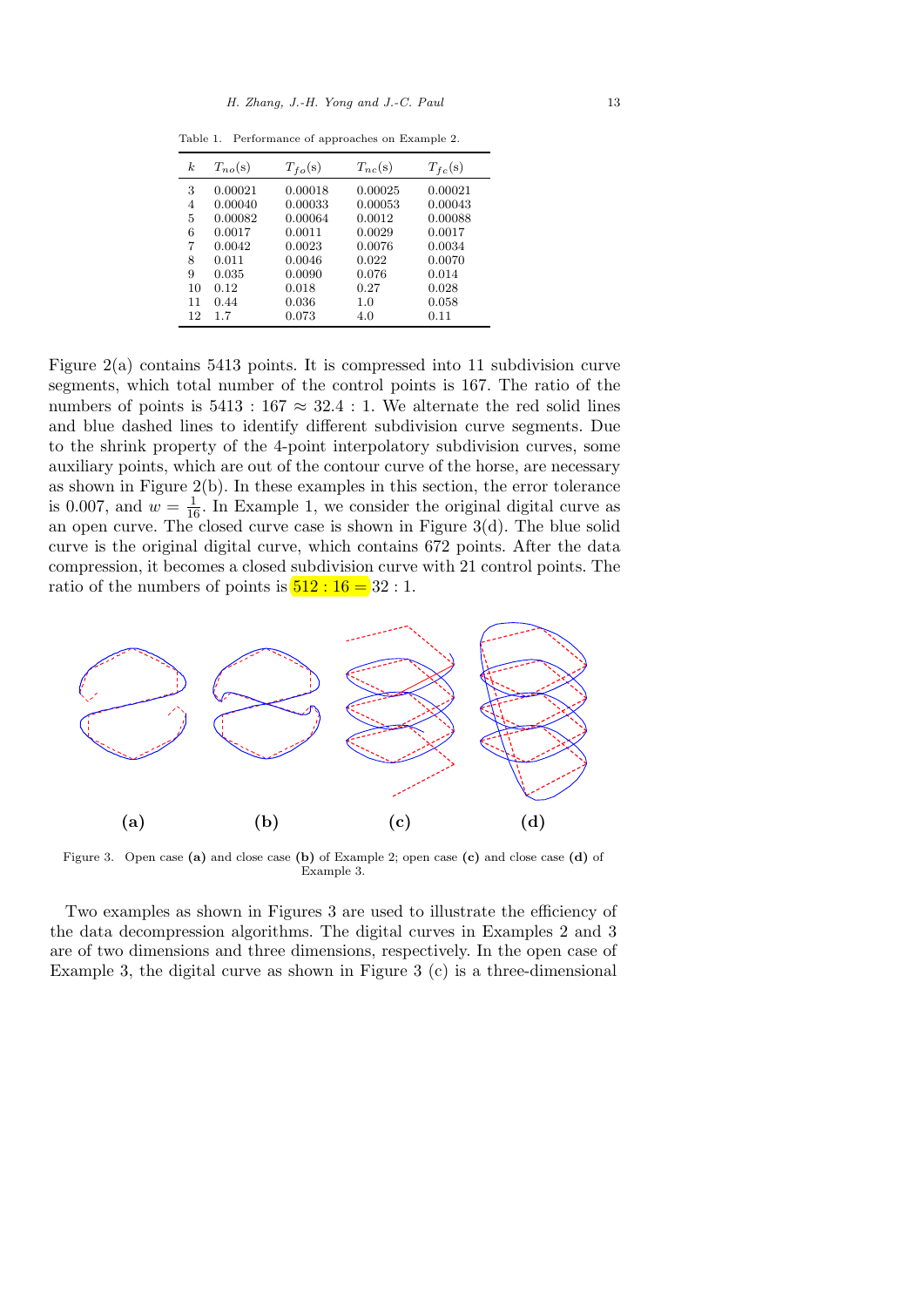Table 1. Performance of approaches on Example 2.

| $k$ | $T_{no}$(s) | $T_{fo}$(s) | $T_{nc}$(s) | $T_{fc}$(s) |
|---|---|---|---|---|
| 3 | 0.00021 | 0.00018 | 0.00025 | 0.00021 |
| 4 | 0.00040 | 0.00033 | 0.00053 | 0.00043 |
| 5 | 0.00082 | 0.00064 | 0.0012 | 0.00088 |
| 6 | 0.0017 | 0.0011 | 0.0029 | 0.0017 |
| 7 | 0.0042 | 0.0023 | 0.0076 | 0.0034 |
| 8 | 0.011 | 0.0046 | 0.022 | 0.0070 |
| 9 | 0.035 | 0.0090 | 0.076 | 0.014 |
| 10 | 0.12 | 0.018 | 0.27 | 0.028 |
| 11 | 0.44 | 0.036 | 1.0 | 0.058 |
| 12 | 1.7 | 0.073 | 4.0 | 0.11 |

Figure 2(a) contains 5413 points. It is compressed into 11 subdivision curve segments, which total number of the control points is 167. The ratio of the numbers of points is $5413 : 167 \approx 32.4 : 1$. We alternate the red solid lines and blue dashed lines to identify different subdivision curve segments. Due to the shrink property of the 4-point interpolatory subdivision curves, some auxiliary points, which are out of the contour curve of the horse, are necessary as shown in Figure 2(b). In these examples in this section, the error tolerance is 0.007, and $w = \frac{1}{16}$. In Example 1, we consider the original digital curve as an open curve. The closed curve case is shown in Figure 3(d). The blue solid curve is the original digital curve, which contains 672 points. After the data compression, it becomes a closed subdivision curve with 21 control points. The ratio of the numbers of points is $512 : 16 = 32 : 1$.

Figure 3. Open case **(a)** and close case **(b)** of Example 2; open case **(c)** and close case **(d)** of Example 3.

Two examples as shown in Figures 3 are used to illustrate the efficiency of the data decompression algorithms. The digital curves in Examples 2 and 3 are of two dimensions and three dimensions, respectively. In the open case of Example 3, the digital curve as shown in Figure 3 (c) is a three-dimensional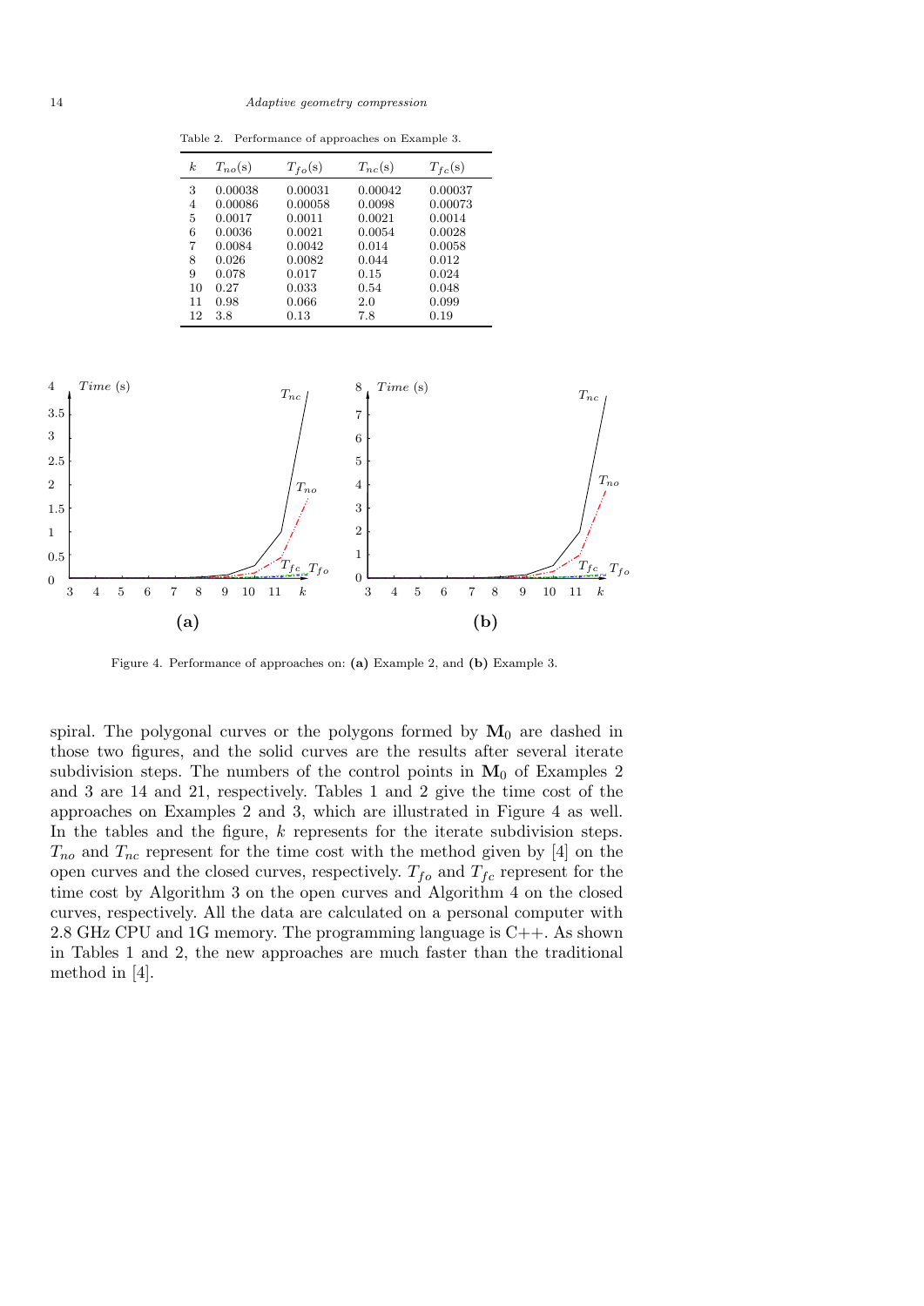Table 2. Performance of approaches on Example 3.

| $k$ | $T_{no}$(s) | $T_{fo}$(s) | $T_{nc}$(s) | $T_{fc}$(s) |
|---|---|---|---|---|
| 3 | 0.00038 | 0.00031 | 0.00042 | 0.00037 |
| 4 | 0.00086 | 0.00058 | 0.0098 | 0.00073 |
| 5 | 0.0017 | 0.0011 | 0.0021 | 0.0014 |
| 6 | 0.0036 | 0.0021 | 0.0054 | 0.0028 |
| 7 | 0.0084 | 0.0042 | 0.014 | 0.0058 |
| 8 | 0.026 | 0.0082 | 0.044 | 0.012 |
| 9 | 0.078 | 0.017 | 0.15 | 0.024 |
| 10 | 0.27 | 0.033 | 0.54 | 0.048 |
| 11 | 0.98 | 0.066 | 2.0 | 0.099 |
| 12 | 3.8 | 0.13 | 7.8 | 0.19 |

Figure 4. Performance of approaches on: **(a)** Example 2, and **(b)** Example 3.

spiral. The polygonal curves or the polygons formed by $\mathbf{M}_0$ are dashed in those two figures, and the solid curves are the results after several iterate subdivision steps. The numbers of the control points in $\mathbf{M}_0$ of Examples 2 and 3 are 14 and 21, respectively. Tables 1 and 2 give the time cost of the approaches on Examples 2 and 3, which are illustrated in Figure 4 as well. In the tables and the figure, $k$ represents for the iterate subdivision steps. $T_{no}$ and $T_{nc}$ represent for the time cost with the method given by [4] on the open curves and the closed curves, respectively. $T_{fo}$ and $T_{fc}$ represent for the time cost by Algorithm 3 on the open curves and Algorithm 4 on the closed curves, respectively. All the data are calculated on a personal computer with 2.8 GHz CPU and 1G memory. The programming language is C++. As shown in Tables 1 and 2, the new approaches are much faster than the traditional method in [4].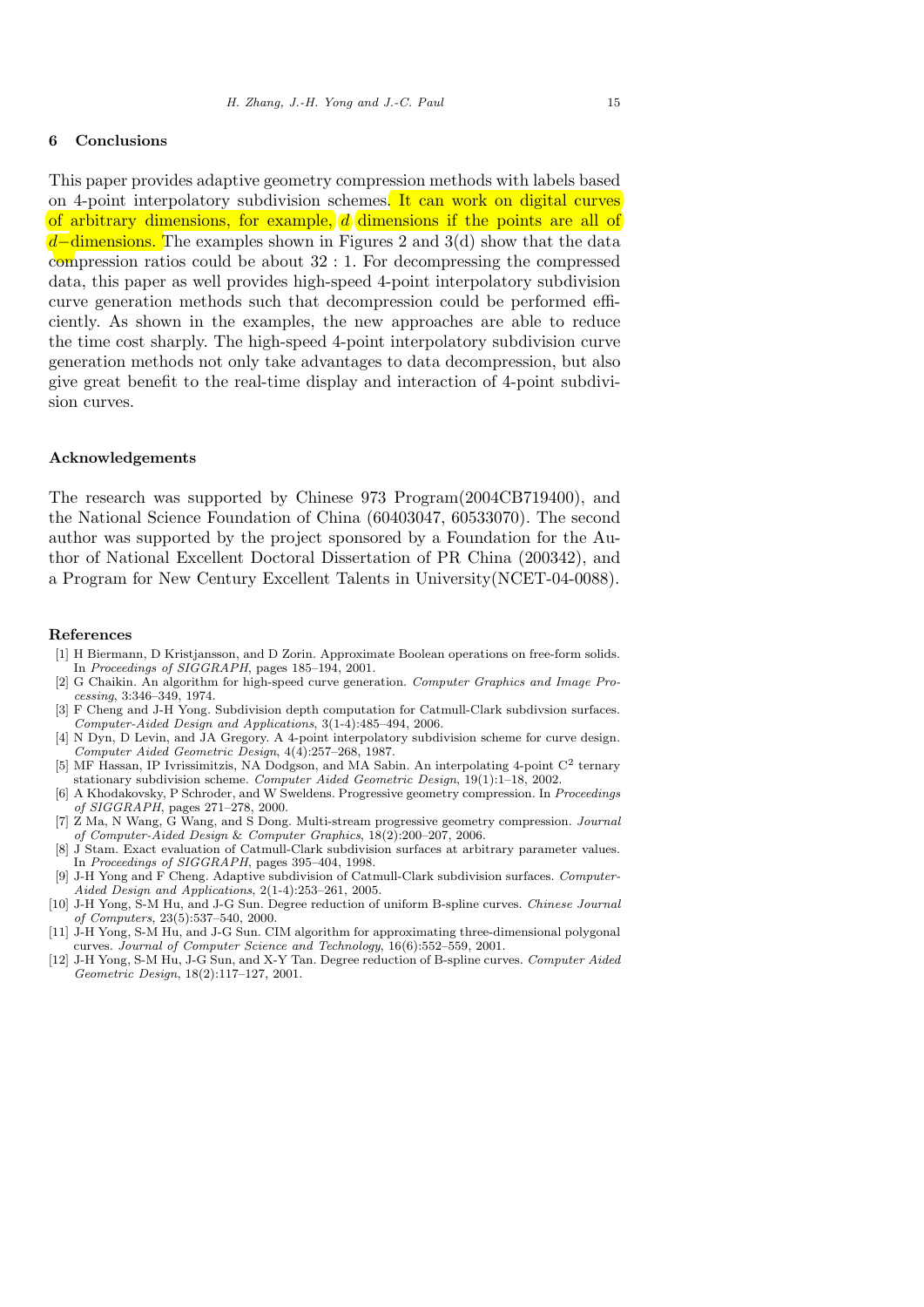## 6 Conclusions

This paper provides adaptive geometry compression methods with labels based on 4-point interpolatory subdivision schemes. It can work on digital curves of arbitrary dimensions, for example, $d$ dimensions if the points are all of $d-$dimensions. The examples shown in Figures 2 and 3(d) show that the data compression ratios could be about 32 : 1. For decompressing the compressed data, this paper as well provides high-speed 4-point interpolatory subdivision curve generation methods such that decompression could be performed efficiently. As shown in the examples, the new approaches are able to reduce the time cost sharply. The high-speed 4-point interpolatory subdivision curve generation methods not only take advantages to data decompression, but also give great benefit to the real-time display and interaction of 4-point subdivision curves.

### Acknowledgements

The research was supported by Chinese 973 Program(2004CB719400), and the National Science Foundation of China (60403047, 60533070). The second author was supported by the project sponsored by a Foundation for the Author of National Excellent Doctoral Dissertation of PR China (200342), and a Program for New Century Excellent Talents in University(NCET-04-0088).

### References

[1] H Biermann, D Kristjansson, and D Zorin. Approximate Boolean operations on free-form solids. In *Proceedings of SIGGRAPH*, pages 185–194, 2001.

[2] G Chaikin. An algorithm for high-speed curve generation. *Computer Graphics and Image Processing*, 3:346–349, 1974.

[3] F Cheng and J-H Yong. Subdivision depth computation for Catmull-Clark subdivsion surfaces. *Computer-Aided Design and Applications*, 3(1-4):485–494, 2006.

[4] N Dyn, D Levin, and JA Gregory. A 4-point interpolatory subdivision scheme for curve design. *Computer Aided Geometric Design*, 4(4):257–268, 1987.

[5] MF Hassan, IP Ivrissimitzis, NA Dodgson, and MA Sabin. An interpolating 4-point $C^2$ ternary stationary subdivision scheme. *Computer Aided Geometric Design*, 19(1):1–18, 2002.

[6] A Khodakovsky, P Schroder, and W Sweldens. Progressive geometry compression. In *Proceedings of SIGGRAPH*, pages 271–278, 2000.

[7] Z Ma, N Wang, G Wang, and S Dong. Multi-stream progressive geometry compression. *Journal of Computer-Aided Design & Computer Graphics*, 18(2):200–207, 2006.

[8] J Stam. Exact evaluation of Catmull-Clark subdivision surfaces at arbitrary parameter values. In *Proceedings of SIGGRAPH*, pages 395–404, 1998.

[9] J-H Yong and F Cheng. Adaptive subdivision of Catmull-Clark subdivision surfaces. *Computer-Aided Design and Applications*, 2(1-4):253–261, 2005.

[10] J-H Yong, S-M Hu, and J-G Sun. Degree reduction of uniform B-spline curves. *Chinese Journal of Computers*, 23(5):537–540, 2000.

[11] J-H Yong, S-M Hu, and J-G Sun. CIM algorithm for approximating three-dimensional polygonal curves. *Journal of Computer Science and Technology*, 16(6):552–559, 2001.

[12] J-H Yong, S-M Hu, J-G Sun, and X-Y Tan. Degree reduction of B-spline curves. *Computer Aided Geometric Design*, 18(2):117–127, 2001.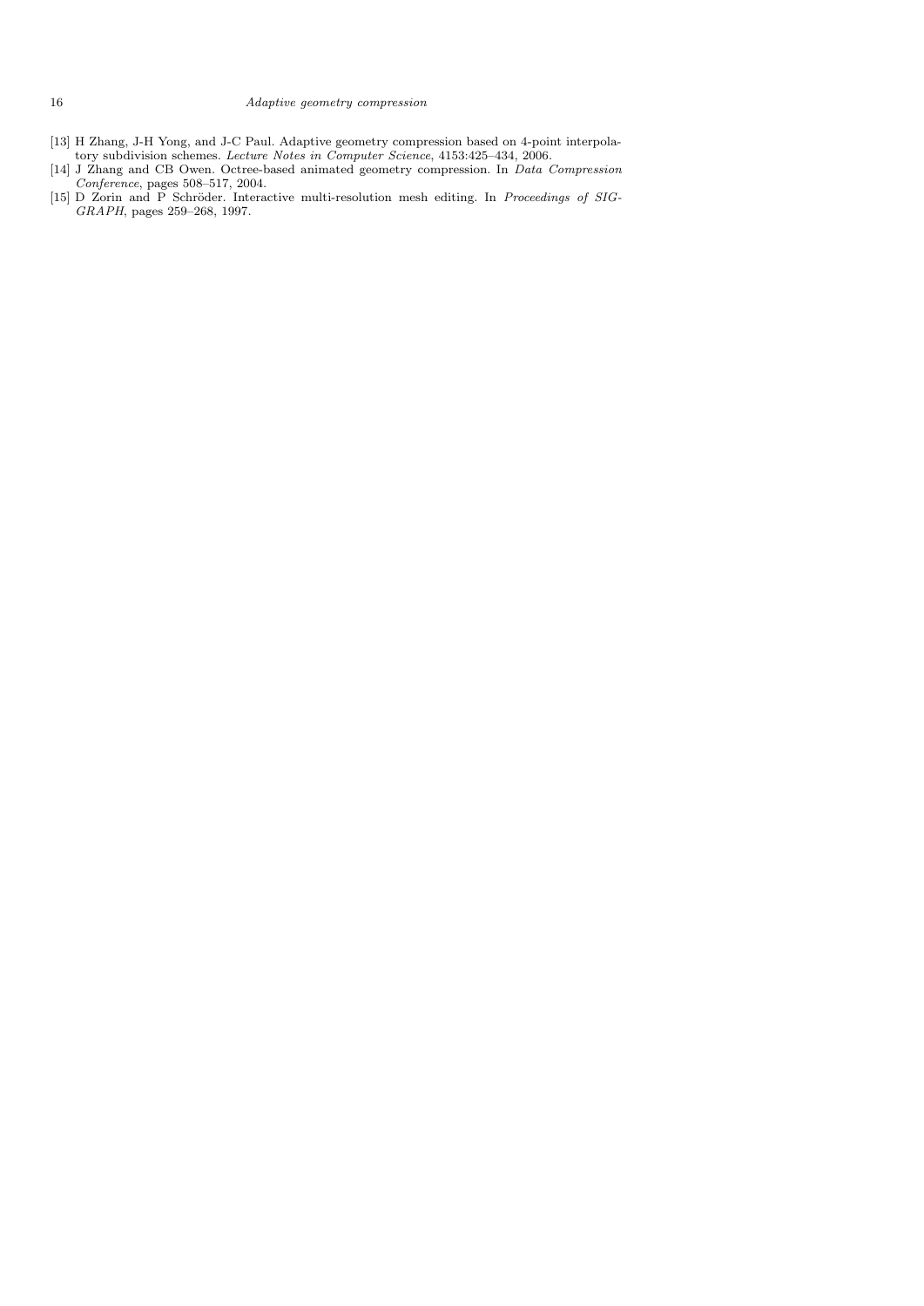[13] H Zhang, J-H Yong, and J-C Paul. Adaptive geometry compression based on 4-point interpolatory subdivision schemes. *Lecture Notes in Computer Science*, 4153:425–434, 2006.

[14] J Zhang and CB Owen. Octree-based animated geometry compression. In *Data Compression Conference*, pages 508–517, 2004.

[15] D Zorin and P Schröder. Interactive multi-resolution mesh editing. In *Proceedings of SIGGRAPH*, pages 259–268, 1997.